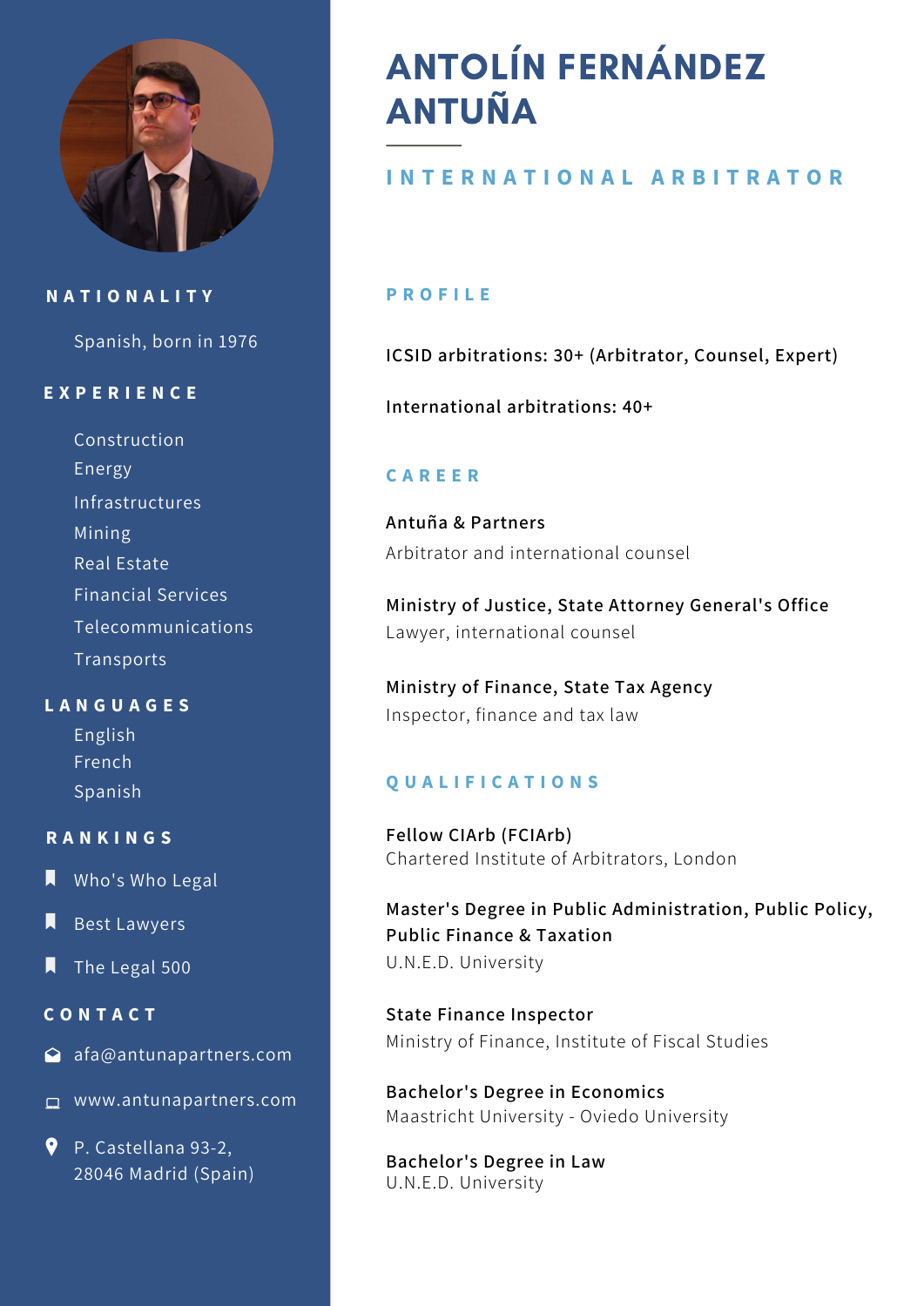# ANTOLÍN FERNÁNDEZ ANTUÑA

## INTERNATIONAL ARBITRATOR

## NATIONALITY

Spanish, born in 1976

## EXPERIENCE

- Construction
- Energy
- Infrastructures
- Mining
- Real Estate
- Financial Services
- Telecommunications
- Transports

## LANGUAGES

- English
- French
- Spanish

## RANKINGS

- Who's Who Legal
- Best Lawyers
- The Legal 500

## CONTACT

- afa@antunapartners.com
- www.antunapartners.com
- P. Castellana 93-2, 28046 Madrid (Spain)

## PROFILE

ICSID arbitrations: 30+ (Arbitrator, Counsel, Expert)

International arbitrations: 40+

## CAREER

**Antuña & Partners**
Arbitrator and international counsel

**Ministry of Justice, State Attorney General's Office**
Lawyer, international counsel

**Ministry of Finance, State Tax Agency**
Inspector, finance and tax law

## QUALIFICATIONS

**Fellow CIArb (FCIArb)**
Chartered Institute of Arbitrators, London

**Master's Degree in Public Administration, Public Policy, Public Finance & Taxation**
U.N.E.D. University

**State Finance Inspector**
Ministry of Finance, Institute of Fiscal Studies

**Bachelor's Degree in Economics**
Maastricht University - Oviedo University

**Bachelor's Degree in Law**
U.N.E.D. University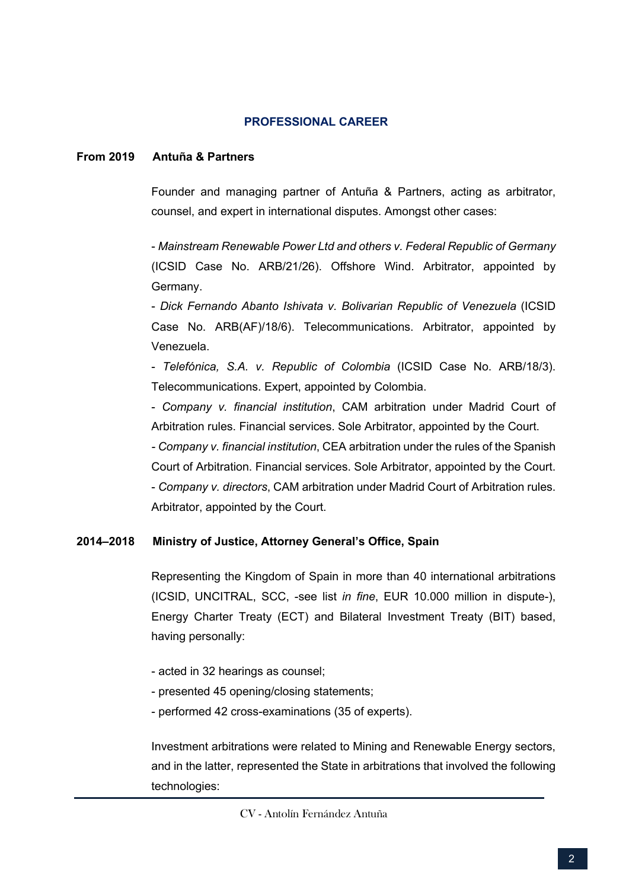## PROFESSIONAL CAREER

**From 2019 Antuña & Partners**

Founder and managing partner of Antuña & Partners, acting as arbitrator, counsel, and expert in international disputes. Amongst other cases:

- *Mainstream Renewable Power Ltd and others v. Federal Republic of Germany* (ICSID Case No. ARB/21/26). Offshore Wind. Arbitrator, appointed by Germany.
- *Dick Fernando Abanto Ishivata v. Bolivarian Republic of Venezuela* (ICSID Case No. ARB(AF)/18/6). Telecommunications. Arbitrator, appointed by Venezuela.
- *Telefónica, S.A. v. Republic of Colombia* (ICSID Case No. ARB/18/3). Telecommunications. Expert, appointed by Colombia.
- *Company v. financial institution*, CAM arbitration under Madrid Court of Arbitration rules. Financial services. Sole Arbitrator, appointed by the Court.
- *Company v. financial institution*, CEA arbitration under the rules of the Spanish Court of Arbitration. Financial services. Sole Arbitrator, appointed by the Court.
- *Company v. directors*, CAM arbitration under Madrid Court of Arbitration rules. Arbitrator, appointed by the Court.

**2014–2018 Ministry of Justice, Attorney General's Office, Spain**

Representing the Kingdom of Spain in more than 40 international arbitrations (ICSID, UNCITRAL, SCC, -see list *in fine*, EUR 10.000 million in dispute-), Energy Charter Treaty (ECT) and Bilateral Investment Treaty (BIT) based, having personally:

- acted in 32 hearings as counsel;
- presented 45 opening/closing statements;
- performed 42 cross-examinations (35 of experts).

Investment arbitrations were related to Mining and Renewable Energy sectors, and in the latter, represented the State in arbitrations that involved the following technologies: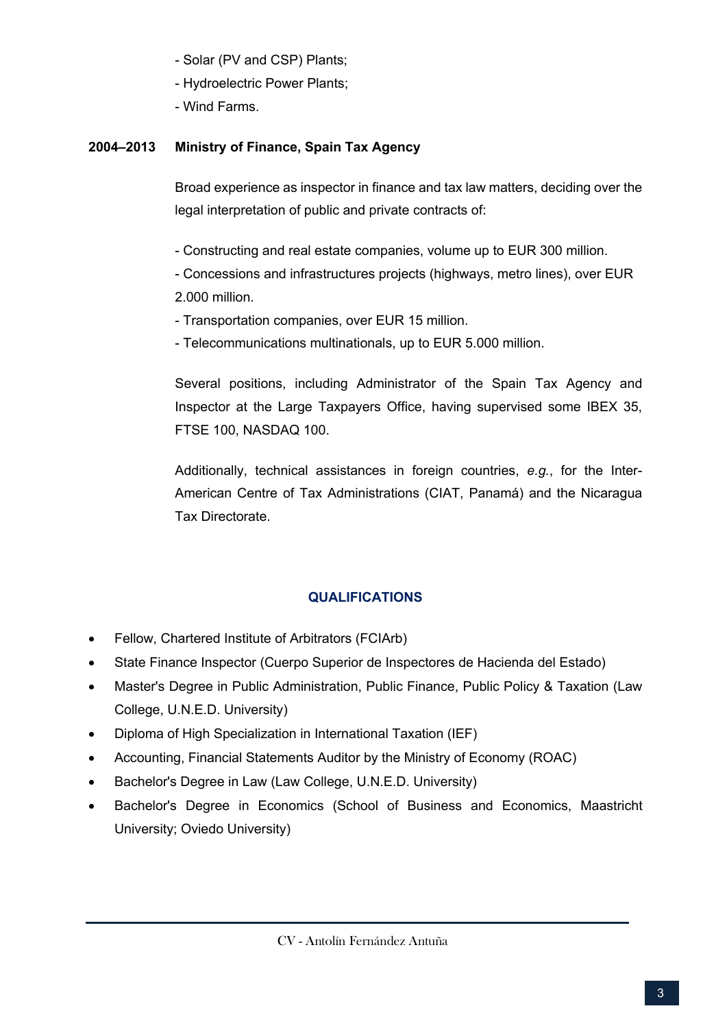- Solar (PV and CSP) Plants;
- Hydroelectric Power Plants;
- Wind Farms.

**2004–2013 Ministry of Finance, Spain Tax Agency**

Broad experience as inspector in finance and tax law matters, deciding over the legal interpretation of public and private contracts of:

- Constructing and real estate companies, volume up to EUR 300 million.
- Concessions and infrastructures projects (highways, metro lines), over EUR 2.000 million.
- Transportation companies, over EUR 15 million.
- Telecommunications multinationals, up to EUR 5.000 million.

Several positions, including Administrator of the Spain Tax Agency and Inspector at the Large Taxpayers Office, having supervised some IBEX 35, FTSE 100, NASDAQ 100.

Additionally, technical assistances in foreign countries, *e.g.*, for the Inter-American Centre of Tax Administrations (CIAT, Panamá) and the Nicaragua Tax Directorate.

## QUALIFICATIONS

- Fellow, Chartered Institute of Arbitrators (FCIArb)
- State Finance Inspector (Cuerpo Superior de Inspectores de Hacienda del Estado)
- Master's Degree in Public Administration, Public Finance, Public Policy & Taxation (Law College, U.N.E.D. University)
- Diploma of High Specialization in International Taxation (IEF)
- Accounting, Financial Statements Auditor by the Ministry of Economy (ROAC)
- Bachelor's Degree in Law (Law College, U.N.E.D. University)
- Bachelor's Degree in Economics (School of Business and Economics, Maastricht University; Oviedo University)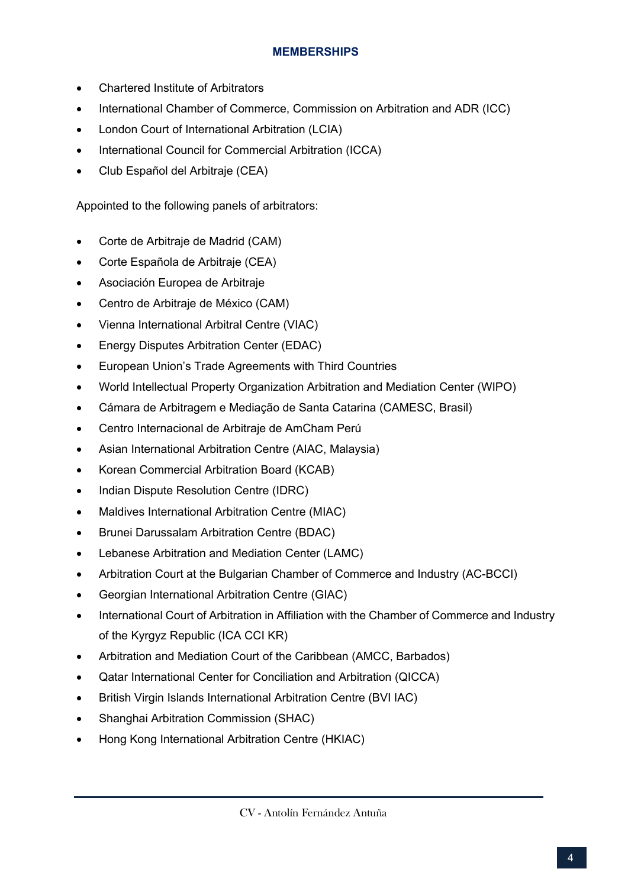## MEMBERSHIPS

- Chartered Institute of Arbitrators
- International Chamber of Commerce, Commission on Arbitration and ADR (ICC)
- London Court of International Arbitration (LCIA)
- International Council for Commercial Arbitration (ICCA)
- Club Español del Arbitraje (CEA)

Appointed to the following panels of arbitrators:

- Corte de Arbitraje de Madrid (CAM)
- Corte Española de Arbitraje (CEA)
- Asociación Europea de Arbitraje
- Centro de Arbitraje de México (CAM)
- Vienna International Arbitral Centre (VIAC)
- Energy Disputes Arbitration Center (EDAC)
- European Union's Trade Agreements with Third Countries
- World Intellectual Property Organization Arbitration and Mediation Center (WIPO)
- Cámara de Arbitragem e Mediação de Santa Catarina (CAMESC, Brasil)
- Centro Internacional de Arbitraje de AmCham Perú
- Asian International Arbitration Centre (AIAC, Malaysia)
- Korean Commercial Arbitration Board (KCAB)
- Indian Dispute Resolution Centre (IDRC)
- Maldives International Arbitration Centre (MIAC)
- Brunei Darussalam Arbitration Centre (BDAC)
- Lebanese Arbitration and Mediation Center (LAMC)
- Arbitration Court at the Bulgarian Chamber of Commerce and Industry (AC-BCCI)
- Georgian International Arbitration Centre (GIAC)
- International Court of Arbitration in Affiliation with the Chamber of Commerce and Industry of the Kyrgyz Republic (ICA CCI KR)
- Arbitration and Mediation Court of the Caribbean (AMCC, Barbados)
- Qatar International Center for Conciliation and Arbitration (QICCA)
- British Virgin Islands International Arbitration Centre (BVI IAC)
- Shanghai Arbitration Commission (SHAC)
- Hong Kong International Arbitration Centre (HKIAC)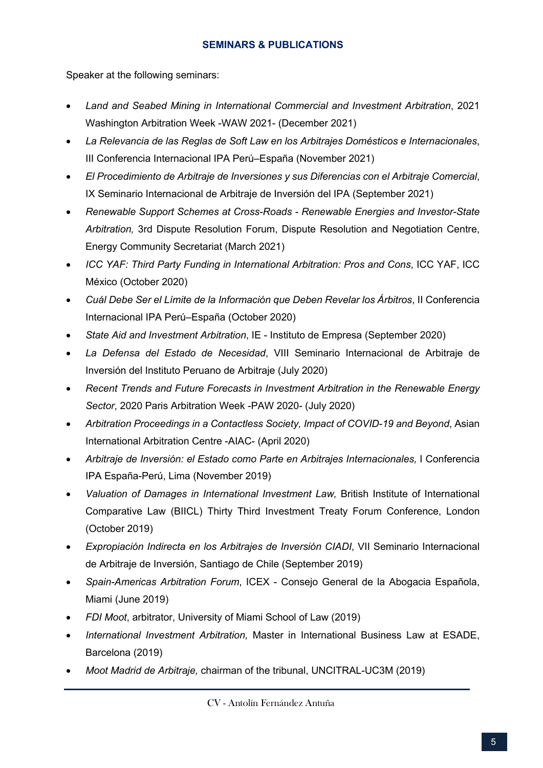## SEMINARS & PUBLICATIONS

Speaker at the following seminars:

- *Land and Seabed Mining in International Commercial and Investment Arbitration*, 2021 Washington Arbitration Week -WAW 2021- (December 2021)
- *La Relevancia de las Reglas de Soft Law en los Arbitrajes Domésticos e Internacionales*, III Conferencia Internacional IPA Perú–España (November 2021)
- *El Procedimiento de Arbitraje de Inversiones y sus Diferencias con el Arbitraje Comercial*, IX Seminario Internacional de Arbitraje de Inversión del IPA (September 2021)
- *Renewable Support Schemes at Cross-Roads - Renewable Energies and Investor-State Arbitration,* 3rd Dispute Resolution Forum, Dispute Resolution and Negotiation Centre, Energy Community Secretariat (March 2021)
- *ICC YAF: Third Party Funding in International Arbitration: Pros and Cons*, ICC YAF, ICC México (October 2020)
- *Cuál Debe Ser el Límite de la Información que Deben Revelar los Árbitros*, II Conferencia Internacional IPA Perú–España (October 2020)
- *State Aid and Investment Arbitration*, IE - Instituto de Empresa (September 2020)
- *La Defensa del Estado de Necesidad*, VIII Seminario Internacional de Arbitraje de Inversión del Instituto Peruano de Arbitraje (July 2020)
- *Recent Trends and Future Forecasts in Investment Arbitration in the Renewable Energy Sector*, 2020 Paris Arbitration Week -PAW 2020- (July 2020)
- *Arbitration Proceedings in a Contactless Society, Impact of COVID-19 and Beyond*, Asian International Arbitration Centre -AIAC- (April 2020)
- *Arbitraje de Inversión: el Estado como Parte en Arbitrajes Internacionales,* I Conferencia IPA España-Perú, Lima (November 2019)
- *Valuation of Damages in International Investment Law,* British Institute of International Comparative Law (BIICL) Thirty Third Investment Treaty Forum Conference, London (October 2019)
- *Expropiación Indirecta en los Arbitrajes de Inversión CIADI*, VII Seminario Internacional de Arbitraje de Inversión, Santiago de Chile (September 2019)
- *Spain-Americas Arbitration Forum*, ICEX - Consejo General de la Abogacia Española, Miami (June 2019)
- *FDI Moot*, arbitrator, University of Miami School of Law (2019)
- *International Investment Arbitration,* Master in International Business Law at ESADE, Barcelona (2019)
- *Moot Madrid de Arbitraje,* chairman of the tribunal, UNCITRAL-UC3M (2019)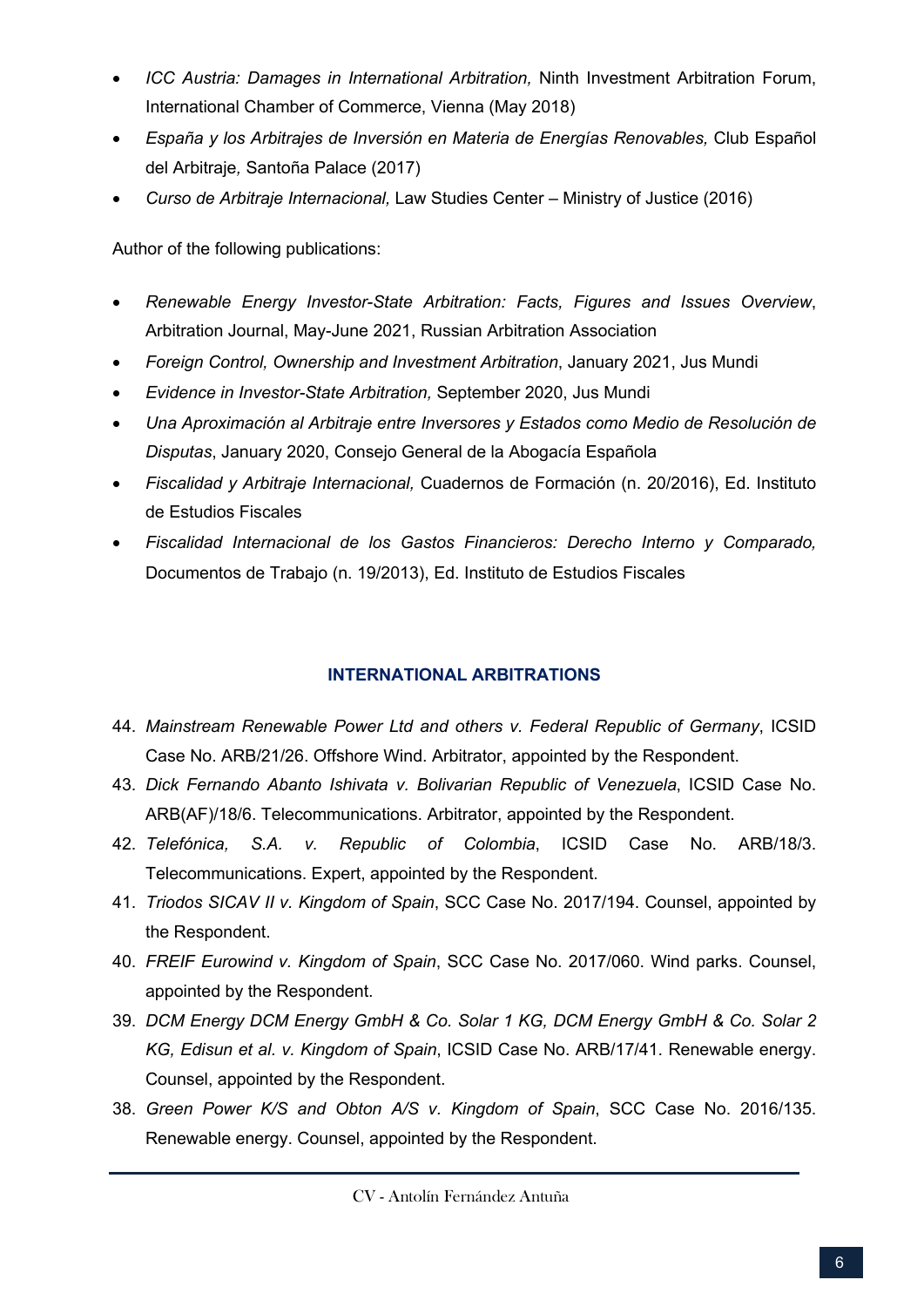- *ICC Austria: Damages in International Arbitration,* Ninth Investment Arbitration Forum, International Chamber of Commerce, Vienna (May 2018)
- *España y los Arbitrajes de Inversión en Materia de Energías Renovables,* Club Español del Arbitraje*,* Santoña Palace (2017)
- *Curso de Arbitraje Internacional,* Law Studies Center – Ministry of Justice (2016)

Author of the following publications:

- *Renewable Energy Investor-State Arbitration: Facts, Figures and Issues Overview*, Arbitration Journal, May-June 2021, Russian Arbitration Association
- *Foreign Control, Ownership and Investment Arbitration*, January 2021, Jus Mundi
- *Evidence in Investor-State Arbitration,* September 2020, Jus Mundi
- *Una Aproximación al Arbitraje entre Inversores y Estados como Medio de Resolución de Disputas*, January 2020, Consejo General de la Abogacía Española
- *Fiscalidad y Arbitraje Internacional,* Cuadernos de Formación (n. 20/2016), Ed. Instituto de Estudios Fiscales
- *Fiscalidad Internacional de los Gastos Financieros: Derecho Interno y Comparado,* Documentos de Trabajo (n. 19/2013), Ed. Instituto de Estudios Fiscales

## INTERNATIONAL ARBITRATIONS

44. *Mainstream Renewable Power Ltd and others v. Federal Republic of Germany*, ICSID Case No. ARB/21/26. Offshore Wind. Arbitrator, appointed by the Respondent.
43. *Dick Fernando Abanto Ishivata v. Bolivarian Republic of Venezuela*, ICSID Case No. ARB(AF)/18/6. Telecommunications. Arbitrator, appointed by the Respondent.
42. *Telefónica, S.A. v. Republic of Colombia*, ICSID Case No. ARB/18/3. Telecommunications. Expert, appointed by the Respondent.
41. *Triodos SICAV II v. Kingdom of Spain*, SCC Case No. 2017/194. Counsel, appointed by the Respondent.
40. *FREIF Eurowind v. Kingdom of Spain*, SCC Case No. 2017/060. Wind parks. Counsel, appointed by the Respondent.
39. *DCM Energy DCM Energy GmbH & Co. Solar 1 KG, DCM Energy GmbH & Co. Solar 2 KG, Edisun et al. v. Kingdom of Spain*, ICSID Case No. ARB/17/41. Renewable energy. Counsel, appointed by the Respondent.
38. *Green Power K/S and Obton A/S v. Kingdom of Spain*, SCC Case No. 2016/135. Renewable energy. Counsel, appointed by the Respondent.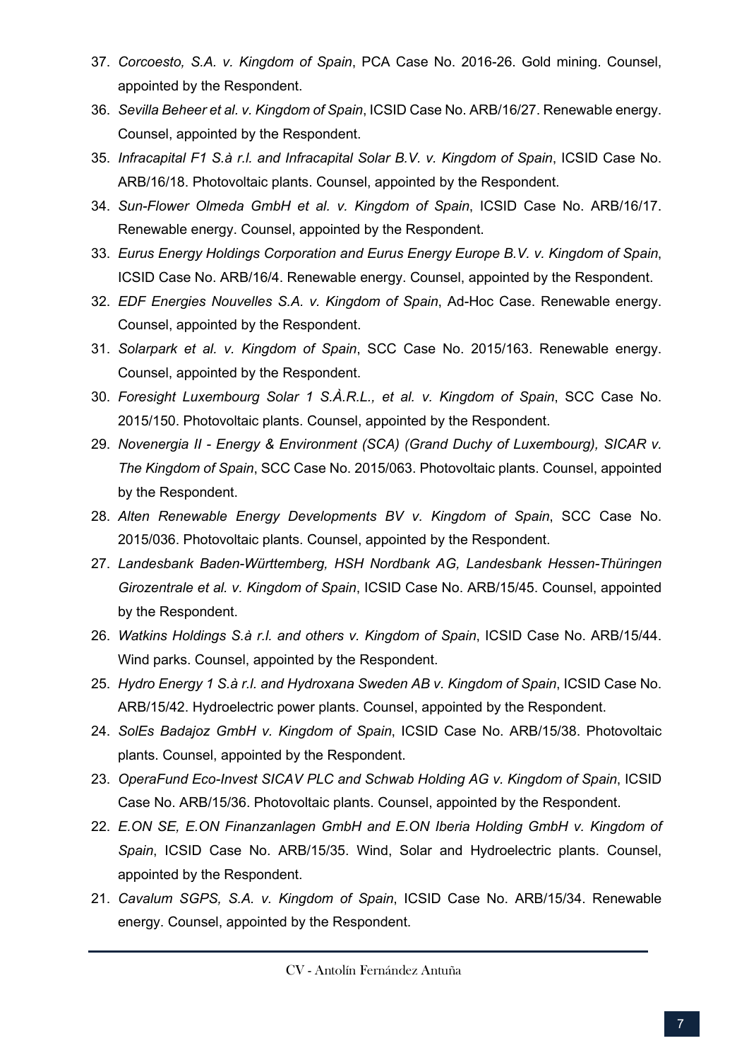37. *Corcoesto, S.A. v. Kingdom of Spain*, PCA Case No. 2016-26. Gold mining. Counsel, appointed by the Respondent.
36. *Sevilla Beheer et al. v. Kingdom of Spain*, ICSID Case No. ARB/16/27. Renewable energy. Counsel, appointed by the Respondent.
35. *Infracapital F1 S.à r.l. and Infracapital Solar B.V. v. Kingdom of Spain*, ICSID Case No. ARB/16/18. Photovoltaic plants. Counsel, appointed by the Respondent.
34. *Sun-Flower Olmeda GmbH et al. v. Kingdom of Spain*, ICSID Case No. ARB/16/17. Renewable energy. Counsel, appointed by the Respondent.
33. *Eurus Energy Holdings Corporation and Eurus Energy Europe B.V. v. Kingdom of Spain*, ICSID Case No. ARB/16/4. Renewable energy. Counsel, appointed by the Respondent.
32. *EDF Energies Nouvelles S.A. v. Kingdom of Spain*, Ad-Hoc Case. Renewable energy. Counsel, appointed by the Respondent.
31. *Solarpark et al. v. Kingdom of Spain*, SCC Case No. 2015/163. Renewable energy. Counsel, appointed by the Respondent.
30. *Foresight Luxembourg Solar 1 S.À.R.L., et al. v. Kingdom of Spain*, SCC Case No. 2015/150. Photovoltaic plants. Counsel, appointed by the Respondent.
29. *Novenergia II - Energy & Environment (SCA) (Grand Duchy of Luxembourg), SICAR v. The Kingdom of Spain*, SCC Case No. 2015/063. Photovoltaic plants. Counsel, appointed by the Respondent.
28. *Alten Renewable Energy Developments BV v. Kingdom of Spain*, SCC Case No. 2015/036. Photovoltaic plants. Counsel, appointed by the Respondent.
27. *Landesbank Baden-Württemberg, HSH Nordbank AG, Landesbank Hessen-Thüringen Girozentrale et al. v. Kingdom of Spain*, ICSID Case No. ARB/15/45. Counsel, appointed by the Respondent.
26. *Watkins Holdings S.à r.l. and others v. Kingdom of Spain*, ICSID Case No. ARB/15/44. Wind parks. Counsel, appointed by the Respondent.
25. *Hydro Energy 1 S.à r.l. and Hydroxana Sweden AB v. Kingdom of Spain*, ICSID Case No. ARB/15/42. Hydroelectric power plants. Counsel, appointed by the Respondent.
24. *SolEs Badajoz GmbH v. Kingdom of Spain*, ICSID Case No. ARB/15/38. Photovoltaic plants. Counsel, appointed by the Respondent.
23. *OperaFund Eco-Invest SICAV PLC and Schwab Holding AG v. Kingdom of Spain*, ICSID Case No. ARB/15/36. Photovoltaic plants. Counsel, appointed by the Respondent.
22. *E.ON SE, E.ON Finanzanlagen GmbH and E.ON Iberia Holding GmbH v. Kingdom of Spain*, ICSID Case No. ARB/15/35. Wind, Solar and Hydroelectric plants. Counsel, appointed by the Respondent.
21. *Cavalum SGPS, S.A. v. Kingdom of Spain*, ICSID Case No. ARB/15/34. Renewable energy. Counsel, appointed by the Respondent.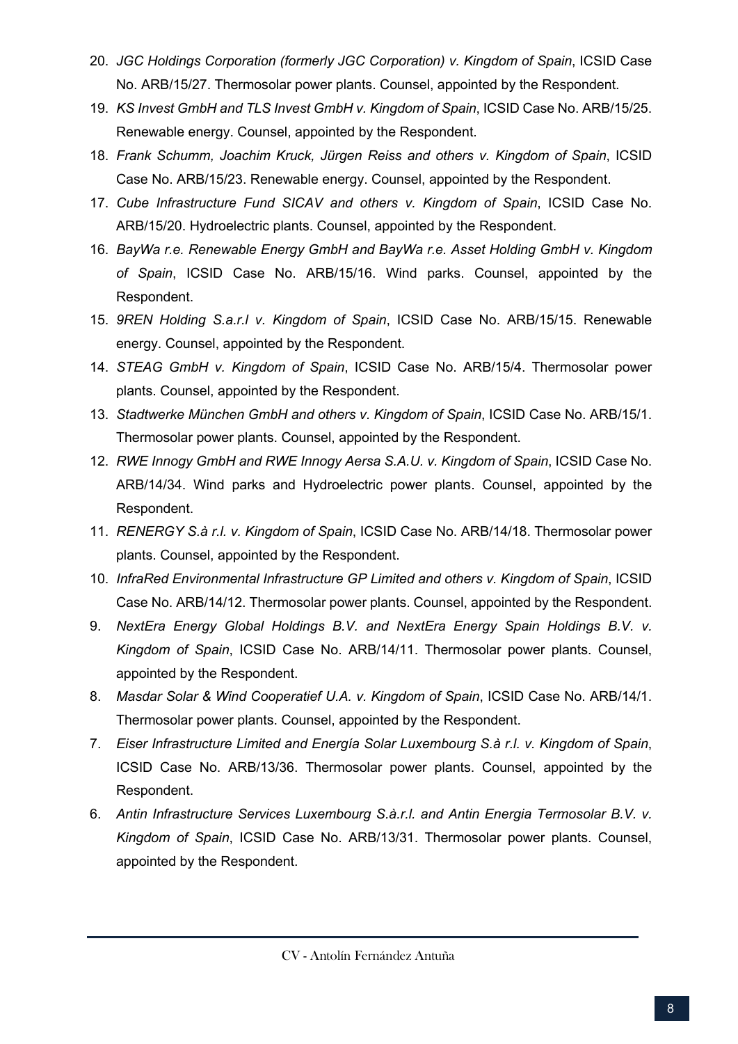20. *JGC Holdings Corporation (formerly JGC Corporation) v. Kingdom of Spain*, ICSID Case No. ARB/15/27. Thermosolar power plants. Counsel, appointed by the Respondent.
19. *KS Invest GmbH and TLS Invest GmbH v. Kingdom of Spain*, ICSID Case No. ARB/15/25. Renewable energy. Counsel, appointed by the Respondent.
18. *Frank Schumm, Joachim Kruck, Jürgen Reiss and others v. Kingdom of Spain*, ICSID Case No. ARB/15/23. Renewable energy. Counsel, appointed by the Respondent.
17. *Cube Infrastructure Fund SICAV and others v. Kingdom of Spain*, ICSID Case No. ARB/15/20. Hydroelectric plants. Counsel, appointed by the Respondent.
16. *BayWa r.e. Renewable Energy GmbH and BayWa r.e. Asset Holding GmbH v. Kingdom of Spain*, ICSID Case No. ARB/15/16. Wind parks. Counsel, appointed by the Respondent.
15. *9REN Holding S.a.r.l v. Kingdom of Spain*, ICSID Case No. ARB/15/15. Renewable energy. Counsel, appointed by the Respondent.
14. *STEAG GmbH v. Kingdom of Spain*, ICSID Case No. ARB/15/4. Thermosolar power plants. Counsel, appointed by the Respondent.
13. *Stadtwerke München GmbH and others v. Kingdom of Spain*, ICSID Case No. ARB/15/1. Thermosolar power plants. Counsel, appointed by the Respondent.
12. *RWE Innogy GmbH and RWE Innogy Aersa S.A.U. v. Kingdom of Spain*, ICSID Case No. ARB/14/34. Wind parks and Hydroelectric power plants. Counsel, appointed by the Respondent.
11. *RENERGY S.à r.l. v. Kingdom of Spain*, ICSID Case No. ARB/14/18. Thermosolar power plants. Counsel, appointed by the Respondent.
10. *InfraRed Environmental Infrastructure GP Limited and others v. Kingdom of Spain*, ICSID Case No. ARB/14/12. Thermosolar power plants. Counsel, appointed by the Respondent.
9. *NextEra Energy Global Holdings B.V. and NextEra Energy Spain Holdings B.V. v. Kingdom of Spain*, ICSID Case No. ARB/14/11. Thermosolar power plants. Counsel, appointed by the Respondent.
8. *Masdar Solar & Wind Cooperatief U.A. v. Kingdom of Spain*, ICSID Case No. ARB/14/1. Thermosolar power plants. Counsel, appointed by the Respondent.
7. *Eiser Infrastructure Limited and Energía Solar Luxembourg S.à r.l. v. Kingdom of Spain*, ICSID Case No. ARB/13/36. Thermosolar power plants. Counsel, appointed by the Respondent.
6. *Antin Infrastructure Services Luxembourg S.à.r.l. and Antin Energia Termosolar B.V. v. Kingdom of Spain*, ICSID Case No. ARB/13/31. Thermosolar power plants. Counsel, appointed by the Respondent.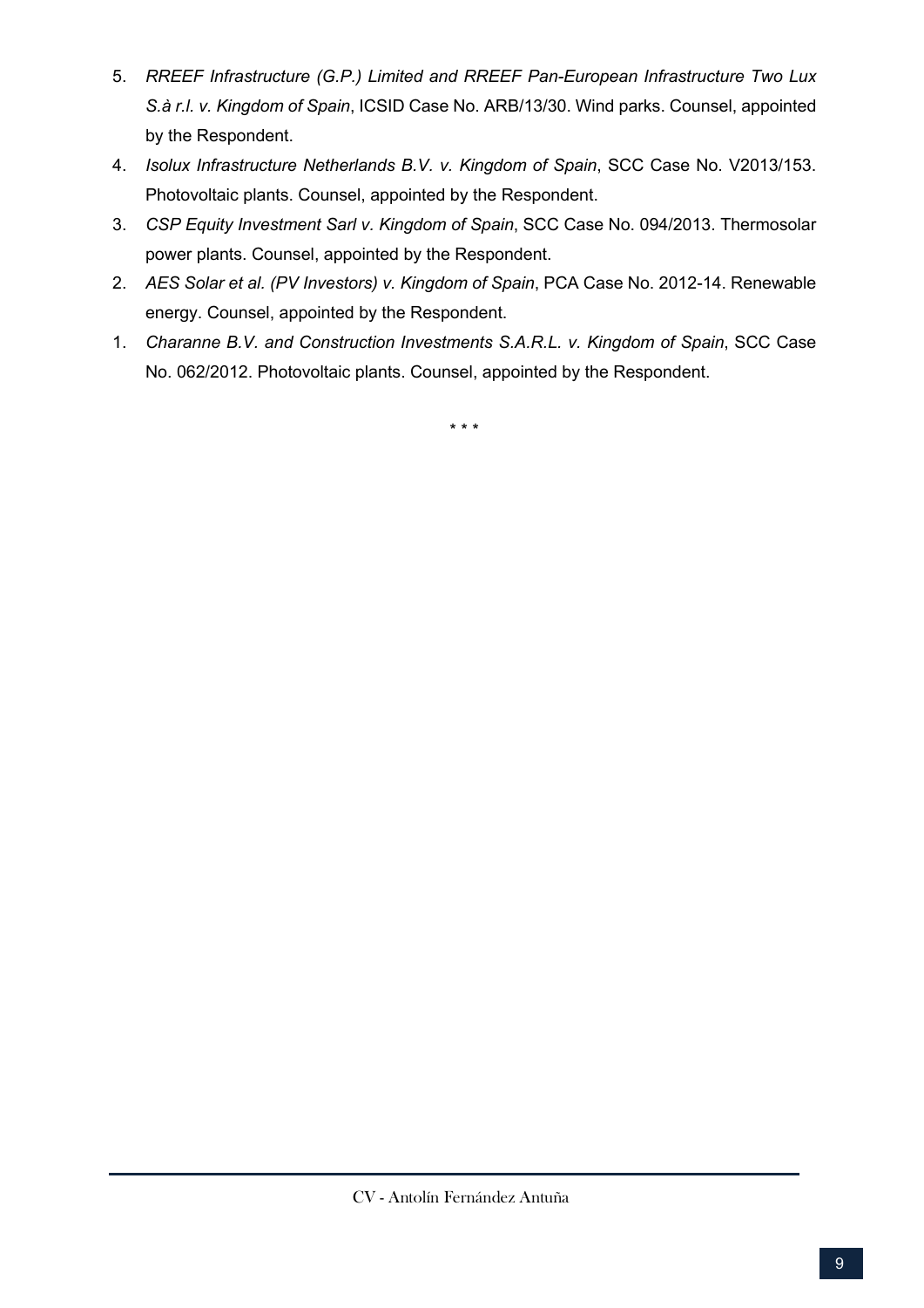5. *RREEF Infrastructure (G.P.) Limited and RREEF Pan-European Infrastructure Two Lux S.à r.l. v. Kingdom of Spain*, ICSID Case No. ARB/13/30. Wind parks. Counsel, appointed by the Respondent.
4. *Isolux Infrastructure Netherlands B.V. v. Kingdom of Spain*, SCC Case No. V2013/153. Photovoltaic plants. Counsel, appointed by the Respondent.
3. *CSP Equity Investment Sarl v. Kingdom of Spain*, SCC Case No. 094/2013. Thermosolar power plants. Counsel, appointed by the Respondent.
2. *AES Solar et al. (PV Investors) v. Kingdom of Spain*, PCA Case No. 2012-14. Renewable energy. Counsel, appointed by the Respondent.
1. *Charanne B.V. and Construction Investments S.A.R.L. v. Kingdom of Spain*, SCC Case No. 062/2012. Photovoltaic plants. Counsel, appointed by the Respondent.

\* \* \*